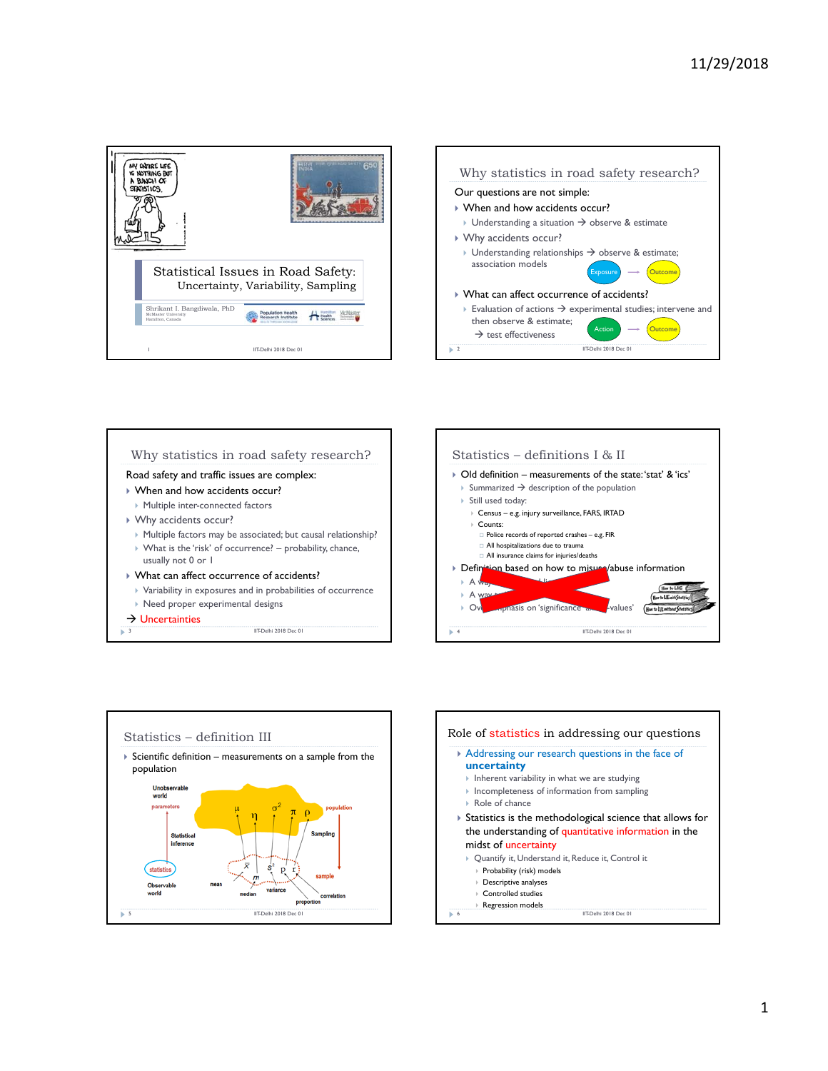## Slide 1

# Statistical Issues in Road Safety:
## Uncertainty, Variability, Sampling

Shrikant I. Bangdiwala, PhD
McMaster University
Hamilton, Canada

---

## Slide 2

## Why statistics in road safety research?

Our questions are not simple:

- When and how accidents occur?
  - Understanding a situation → observe & estimate
- Why accidents occur?
  - Understanding relationships → observe & estimate; association models
  - Exposure → Outcome
- What can affect occurrence of accidents?
  - Evaluation of actions → experimental studies; intervene and then observe & estimate;
  - → test effectiveness
  - Action → Outcome

---

## Slide 3

## Why statistics in road safety research?

Road safety and traffic issues are complex:

- When and how accidents occur?
  - Multiple inter-connected factors
- Why accidents occur?
  - Multiple factors may be associated; but causal relationship?
  - What is the 'risk' of occurrence? – probability, chance, usually not 0 or 1
- What can affect occurrence of accidents?
  - Variability in exposures and in probabilities of occurrence
  - Need proper experimental designs

→ Uncertainties

---

## Slide 4

## Statistics – definitions I & II

- Old definition – measurements of the state: 'stat' & 'ics'
  - Summarized → description of the population
  - Still used today:
    - Census – e.g. injury surveillance, FARS, IRTAD
    - Counts:
      - Police records of reported crashes – e.g. FIR
      - All hospitalizations due to trauma
      - All insurance claims for injuries/deaths
- Definition based on how to misuse/abuse information
  - A way ... li...
  - A way ...
  - Overemphasis on 'significance' and p-values'

---

## Slide 5

## Statistics – definition III

- Scientific definition – measurements on a sample from the population

Unobservable world — parameters — population: $\mu$, $\eta$, $\sigma^2$, $\pi$, $\rho$

Sampling → sample: $\bar{x}$, $m$, $s^2$, $p$, $r$

Statistical inference ← statistics — Observable world: mean, median, variance, proportion, correlation

---

## Slide 6

## Role of statistics in addressing our questions

- Addressing our research questions in the face of **uncertainty**
  - Inherent variability in what we are studying
  - Incompleteness of information from sampling
  - Role of chance
- Statistics is the methodological science that allows for the understanding of quantitative information in the midst of uncertainty
  - Quantify it, Understand it, Reduce it, Control it
    - Probability (risk) models
    - Descriptive analyses
    - Controlled studies
    - Regression models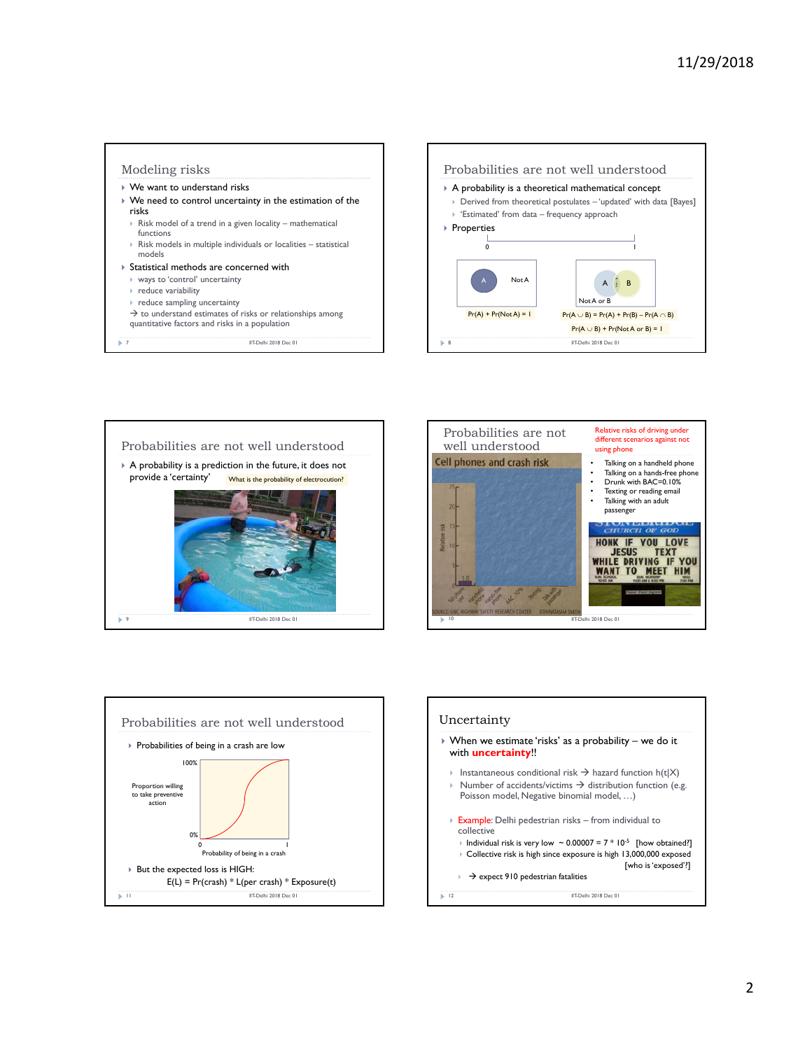## Modeling risks

- We want to understand risks
- We need to control uncertainty in the estimation of the risks
  - Risk model of a trend in a given locality – mathematical functions
  - Risk models in multiple individuals or localities – statistical models
- Statistical methods are concerned with
  - ways to 'control' uncertainty
  - reduce variability
  - reduce sampling uncertainty
  - → to understand estimates of risks or relationships among quantitative factors and risks in a population

## Probabilities are not well understood

- A probability is a theoretical mathematical concept
  - Derived from theoretical postulates – 'updated' with data [Bayes]
  - 'Estimated' from data – frequency approach
- Properties

0 ——— 1

A | Not A

$Pr(A) + Pr(Not\ A) = 1$

A | B | Not A or B

$Pr(A \cup B) = Pr(A) + Pr(B) – Pr(A \cap B)$

$Pr(A \cup B) + Pr(Not\ A\ or\ B) = 1$

## Probabilities are not well understood

- A probability is a prediction in the future, it does not provide a 'certainty'

What is the probability of electrocution?

## Probabilities are not well understood

Relative risks of driving under different scenarios against not using phone

- Talking on a handheld phone
- Talking on a hands-free phone
- Drunk with BAC=0.10%
- Texting or reading email
- Talking with an adult passenger

## Probabilities are not well understood

- Probabilities of being in a crash are low

Proportion willing to take preventive action (0% – 100%) vs. Probability of being in a crash (0 – 1)

- But the expected loss is HIGH:

$E(L) = Pr(crash) * L(per\ crash) * Exposure(t)$

## Uncertainty

- When we estimate 'risks' as a probability – we do it with **uncertainty**!!
  - Instantaneous conditional risk → hazard function $h(t|X)$
  - Number of accidents/victims → distribution function (e.g. Poisson model, Negative binomial model, …)
  - Example: Delhi pedestrian risks – from individual to collective
    - Individual risk is very low ~ 0.00007 = $7 * 10^{-5}$ [how obtained?]
    - Collective risk is high since exposure is high 13,000,000 exposed [who is 'exposed'?]
    - → expect 910 pedestrian fatalities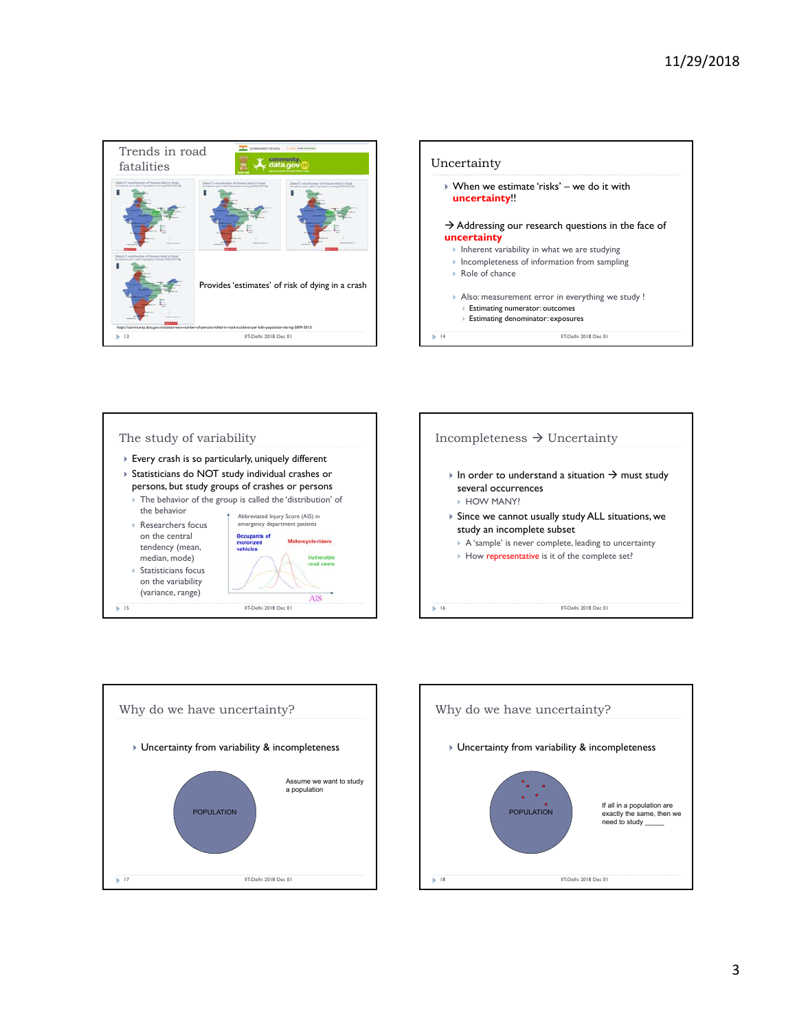## Trends in road fatalities

Provides 'estimates' of risk of dying in a crash

https://community.data.gov.in/statewise-number-of-persons-killed-in-road-accidents-per-lakh-population-during-2009-2012/

## Uncertainty

- When we estimate 'risks' – we do it with **uncertainty**!!

→ Addressing our research questions in the face of **uncertainty**

- Inherent variability in what we are studying
- Incompleteness of information from sampling
- Role of chance

- Also: measurement error in everything we study !
  - Estimating numerator: outcomes
  - Estimating denominator: exposures

## The study of variability

- Every crash is so particularly, uniquely different
- Statisticians do NOT study individual crashes or persons, but study groups of crashes or persons
  - The behavior of the group is called the 'distribution' of the behavior
  - Researchers focus on the central tendency (mean, median, mode)
  - Statisticians focus on the variability (variance, range)

Abbreviated Injury Score (AIS) in emergency department patients

Occupants of motorized vehicles

Motorcycle riders

Vulnerable road users

AIS

## Incompleteness → Uncertainty

- In order to understand a situation → must study several occurrences
  - HOW MANY?
- Since we cannot usually study ALL situations, we study an incomplete subset
  - A 'sample' is never complete, leading to uncertainty
  - How representative is it of the complete set?

## Why do we have uncertainty?

- Uncertainty from variability & incompleteness

POPULATION

Assume we want to study a population

## Why do we have uncertainty?

- Uncertainty from variability & incompleteness

POPULATION

If all in a population are exactly the same, then we need to study _____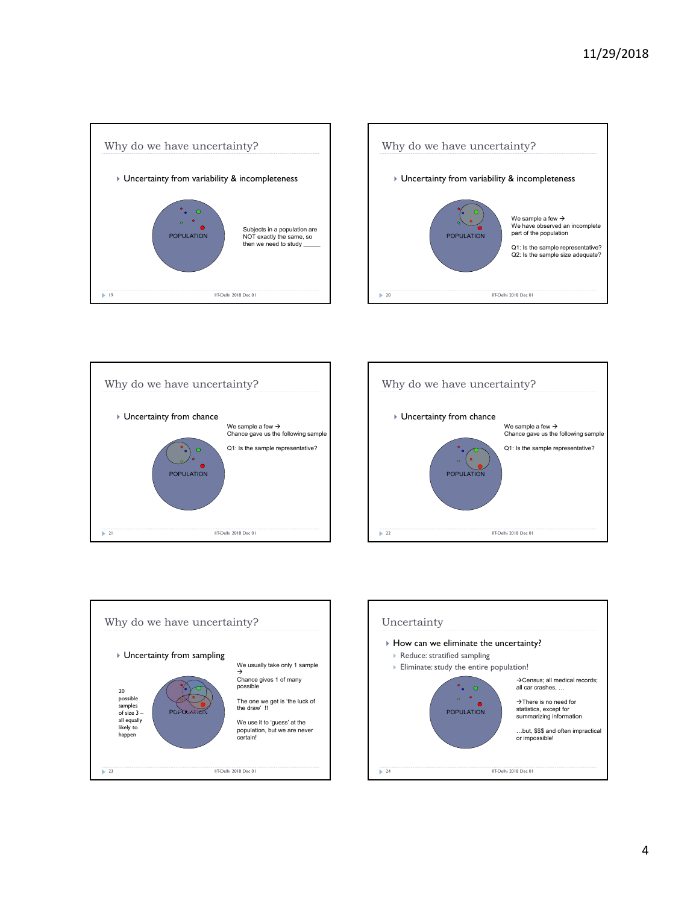## Why do we have uncertainty?

- Uncertainty from variability & incompleteness

POPULATION

Subjects in a population are NOT exactly the same, so then we need to study _____

## Why do we have uncertainty?

- Uncertainty from variability & incompleteness

POPULATION

We sample a few →
We have observed an incomplete part of the population

Q1: Is the sample representative?
Q2: Is the sample size adequate?

## Why do we have uncertainty?

- Uncertainty from chance

We sample a few →
Chance gave us the following sample

Q1: Is the sample representative?

POPULATION

## Why do we have uncertainty?

- Uncertainty from chance

We sample a few →
Chance gave us the following sample

Q1: Is the sample representative?

POPULATION

## Why do we have uncertainty?

- Uncertainty from sampling

20 possible samples of size 3 – all equally likely to happen

POPULATION

We usually take only 1 sample →
Chance gives 1 of many possible

The one we get is 'the luck of the draw' !!

We use it to 'guess' at the population, but we are never certain!

## Uncertainty

- How can we eliminate the uncertainty?
  - Reduce: stratified sampling
  - Eliminate: study the entire population!

POPULATION

→Census; all medical records; all car crashes, …

→There is no need for statistics, except for summarizing information

…but, $$$ and often impractical or impossible!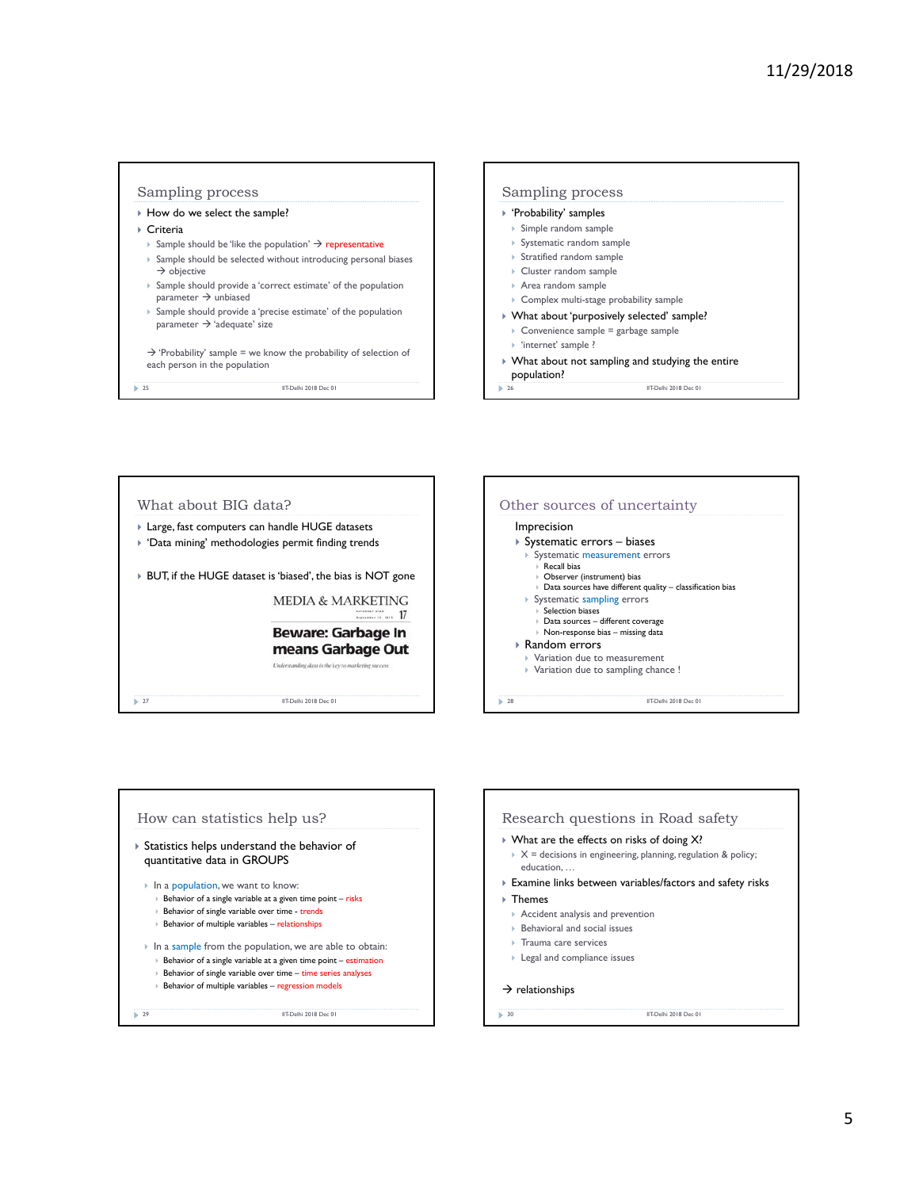## Sampling process

- How do we select the sample?
- Criteria
  - Sample should be 'like the population' → representative
  - Sample should be selected without introducing personal biases → objective
  - Sample should provide a 'correct estimate' of the population parameter → unbiased
  - Sample should provide a 'precise estimate' of the population parameter → 'adequate' size

→ 'Probability' sample = we know the probability of selection of each person in the population

## Sampling process

- 'Probability' samples
  - Simple random sample
  - Systematic random sample
  - Stratified random sample
  - Cluster random sample
  - Area random sample
  - Complex multi-stage probability sample
- What about 'purposively selected' sample?
  - Convenience sample = garbage sample
  - 'internet' sample ?
- What about not sampling and studying the entire population?

## What about BIG data?

- Large, fast computers can handle HUGE datasets
- 'Data mining' methodologies permit finding trends
- BUT, if the HUGE dataset is 'biased', the bias is NOT gone

MEDIA & MARKETING 17

**Beware: Garbage In means Garbage Out**

*Understanding data is the key to marketing success*

## Other sources of uncertainty

Imprecision

- Systematic errors – biases
  - Systematic measurement errors
    - Recall bias
    - Observer (instrument) bias
    - Data sources have different quality – classification bias
  - Systematic sampling errors
    - Selection biases
    - Data sources – different coverage
    - Non-response bias – missing data
- Random errors
  - Variation due to measurement
  - Variation due to sampling chance !

## How can statistics help us?

- Statistics helps understand the behavior of quantitative data in GROUPS
  - In a population, we want to know:
    - Behavior of a single variable at a given time point – risks
    - Behavior of single variable over time - trends
    - Behavior of multiple variables – relationships
  - In a sample from the population, we are able to obtain:
    - Behavior of a single variable at a given time point – estimation
    - Behavior of single variable over time – time series analyses
    - Behavior of multiple variables – regression models

## Research questions in Road safety

- What are the effects on risks of doing X?
  - X = decisions in engineering, planning, regulation & policy; education, …
- Examine links between variables/factors and safety risks
- Themes
  - Accident analysis and prevention
  - Behavioral and social issues
  - Trauma care services
  - Legal and compliance issues

→ relationships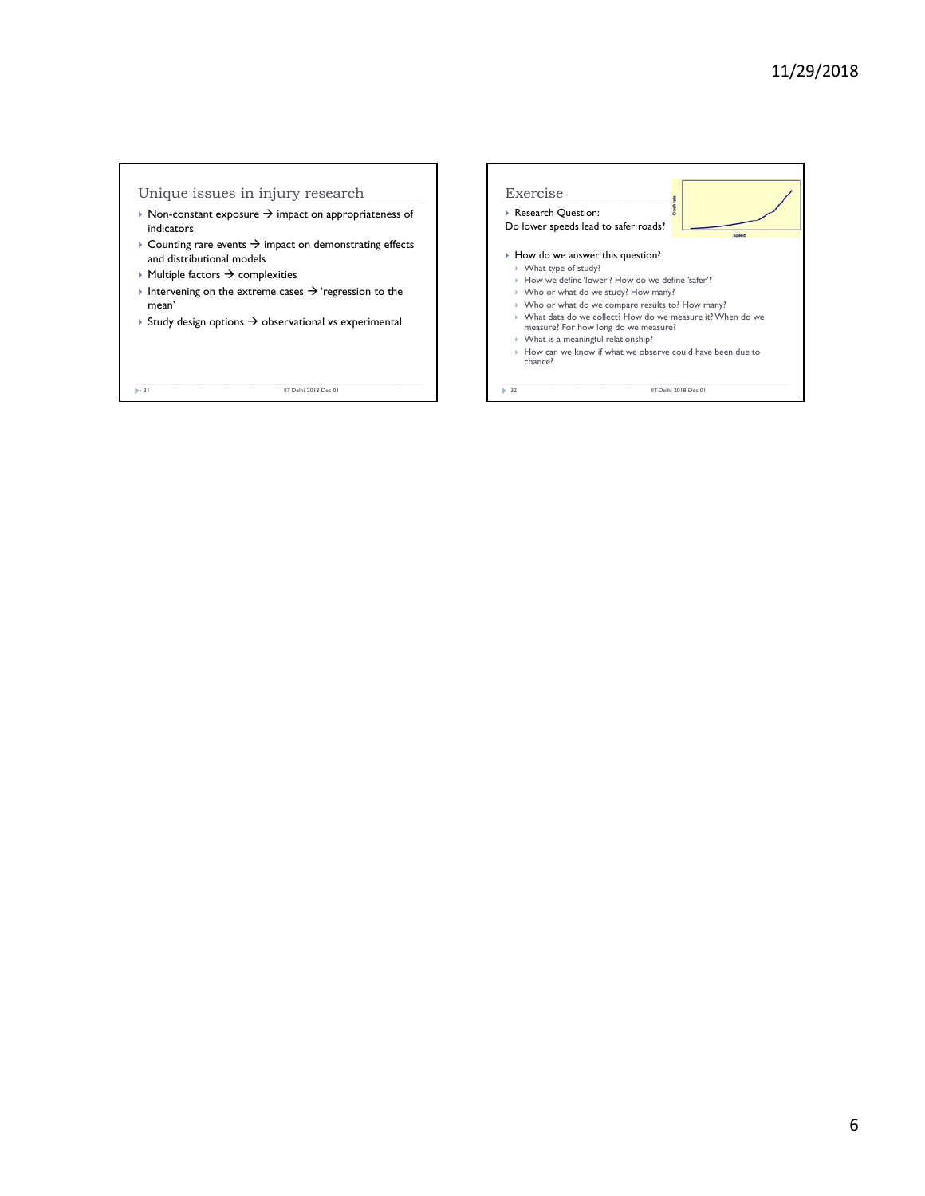## Unique issues in injury research

- Non-constant exposure → impact on appropriateness of indicators
- Counting rare events → impact on demonstrating effects and distributional models
- Multiple factors → complexities
- Intervening on the extreme cases → 'regression to the mean'
- Study design options → observational vs experimental

## Exercise

- Research Question:

Do lower speeds lead to safer roads?

Crash rate

Speed

- How do we answer this question?
  - What type of study?
  - How we define 'lower'? How do we define 'safer'?
  - Who or what do we study? How many?
  - Who or what do we compare results to? How many?
  - What data do we collect? How do we measure it? When do we measure? For how long do we measure?
  - What is a meaningful relationship?
  - How can we know if what we observe could have been due to chance?